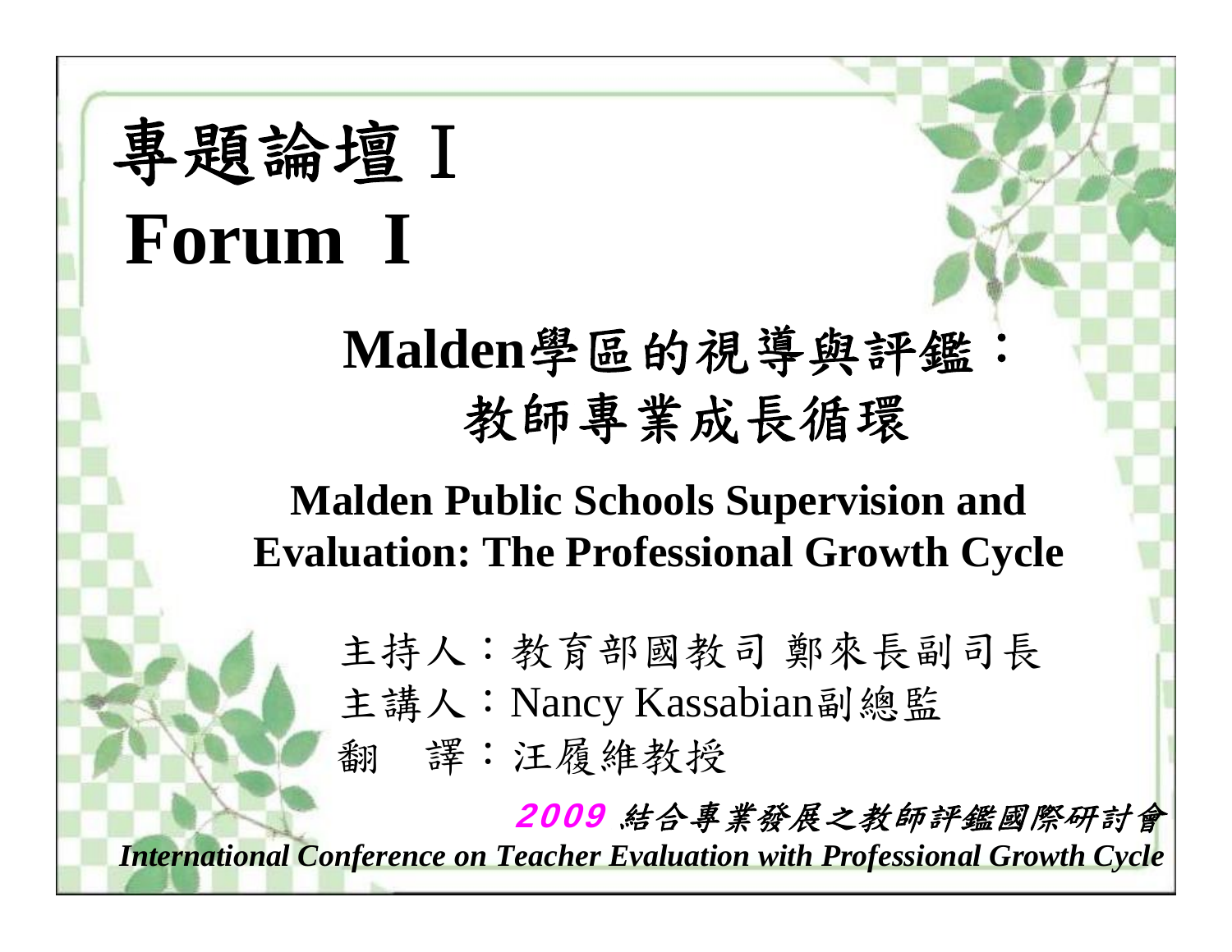# 專題論壇Ⅰ
# Forum Ⅰ

## Malden學區的視導與評鑑：教師專業成長循環

## Malden Public Schools Supervision and Evaluation: The Professional Growth Cycle

主持人：教育部國教司 鄭來長副司長

主講人：Nancy Kassabian副總監

翻　譯：汪履維教授

***2009 結合專業發展之教師評鑑國際研討會***

***International Conference on Teacher Evaluation with Professional Growth Cycle***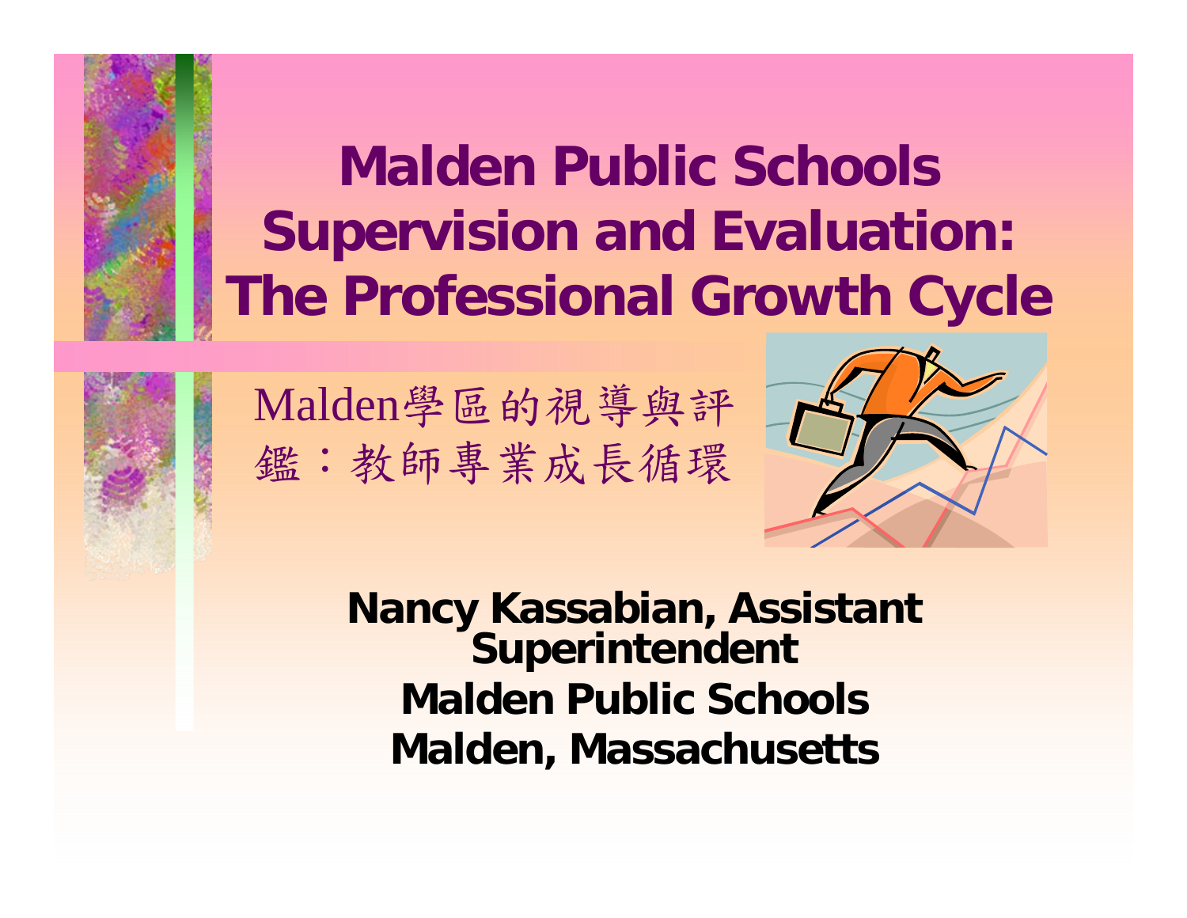# Malden Public Schools Supervision and Evaluation: The Professional Growth Cycle

Malden學區的視導與評鑑：教師專業成長循環

**Nancy Kassabian, Assistant Superintendent**
**Malden Public Schools**
**Malden, Massachusetts**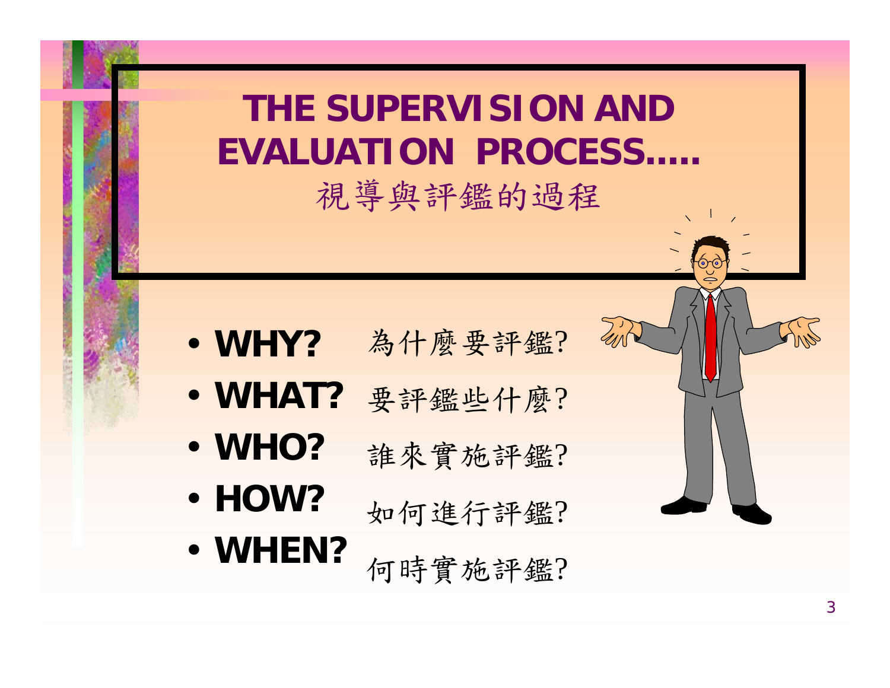# THE SUPERVISION AND EVALUATION PROCESS…..

## 視導與評鑑的過程

- **WHY?** 為什麼要評鑑?
- **WHAT?** 要評鑑些什麼?
- **WHO?** 誰來實施評鑑?
- **HOW?** 如何進行評鑑?
- **WHEN?** 何時實施評鑑?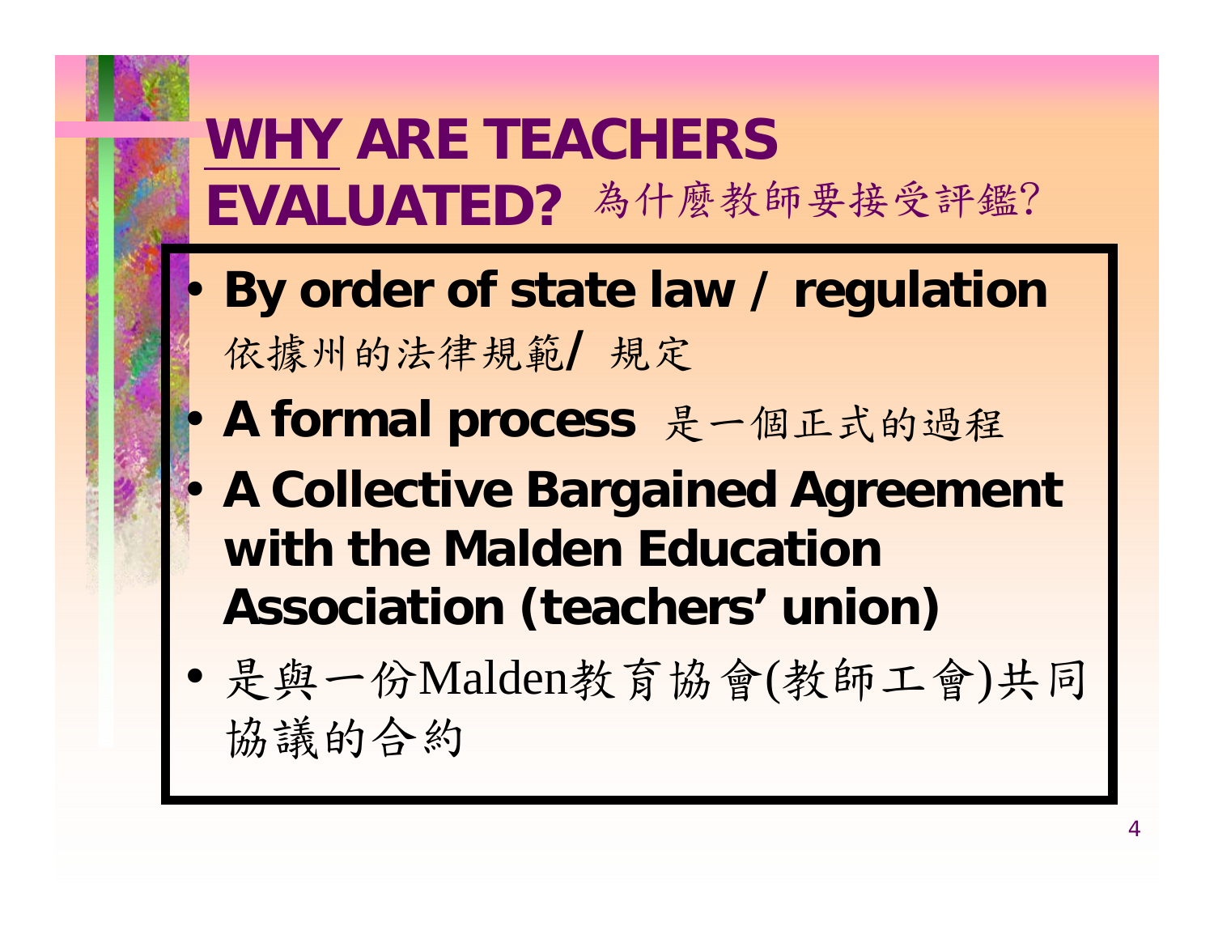# WHY ARE TEACHERS EVALUATED? 為什麼教師要接受評鑑?

- **By order of state law / regulation**
  依據州的法律規範/ 規定
- **A formal process** 是一個正式的過程
- **A Collective Bargained Agreement with the Malden Education Association (teachers' union)**
- 是與一份Malden教育協會(教師工會)共同協議的合約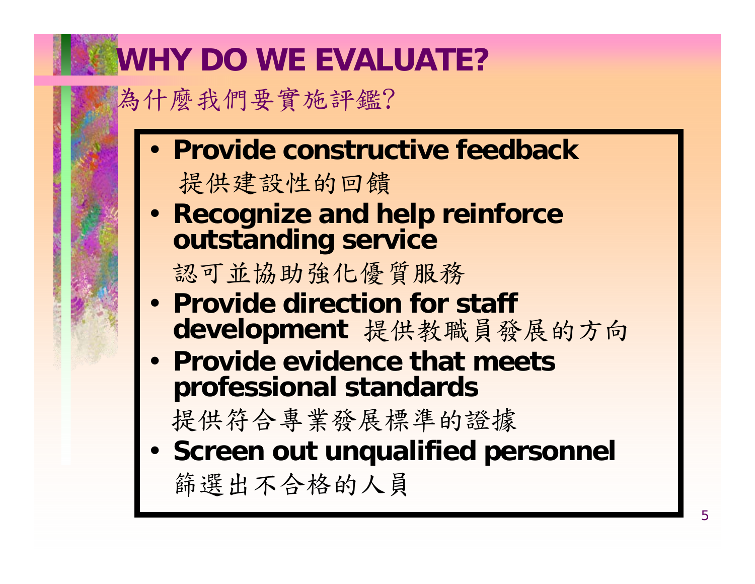# WHY DO WE EVALUATE?

為什麼我們要實施評鑑?

- **Provide constructive feedback**
  提供建設性的回饋
- **Recognize and help reinforce outstanding service**
  認可並協助強化優質服務
- **Provide direction for staff development** 提供教職員發展的方向
- **Provide evidence that meets professional standards**
  提供符合專業發展標準的證據
- **Screen out unqualified personnel**
  篩選出不合格的人員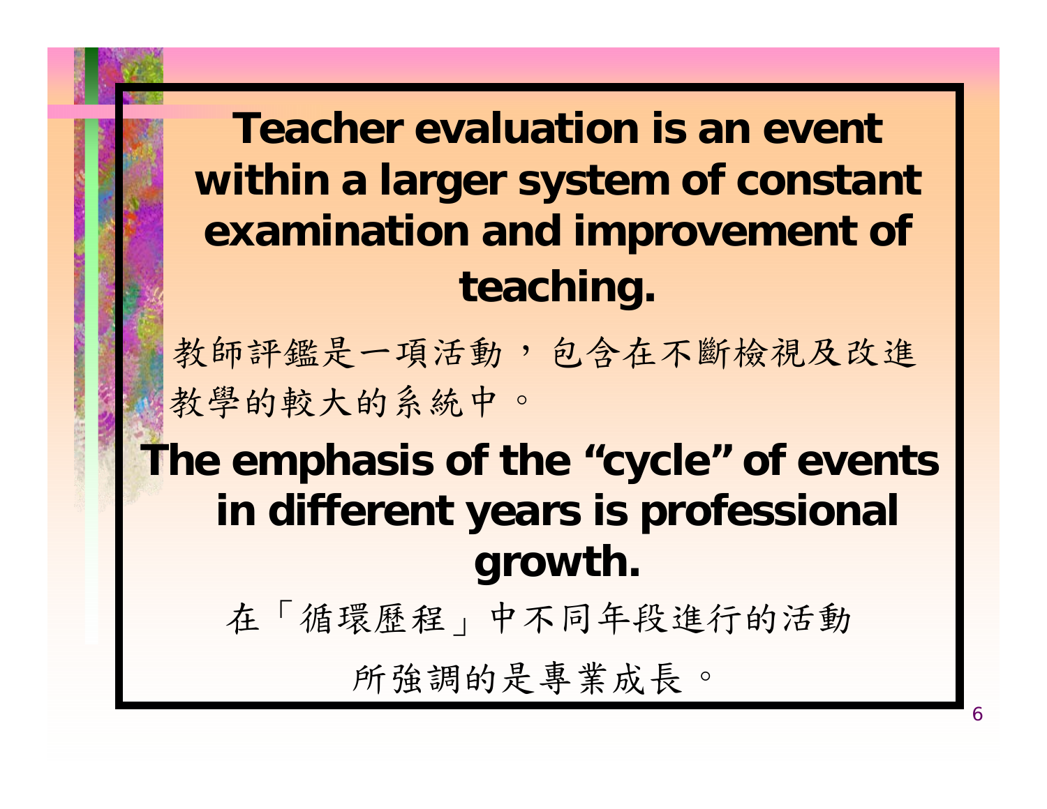**Teacher evaluation is an event within a larger system of constant examination and improvement of teaching.**

教師評鑑是一項活動，包含在不斷檢視及改進教學的較大的系統中。

**The emphasis of the “cycle” of events in different years is professional growth.**

在「循環歷程」中不同年段進行的活動所強調的是專業成長。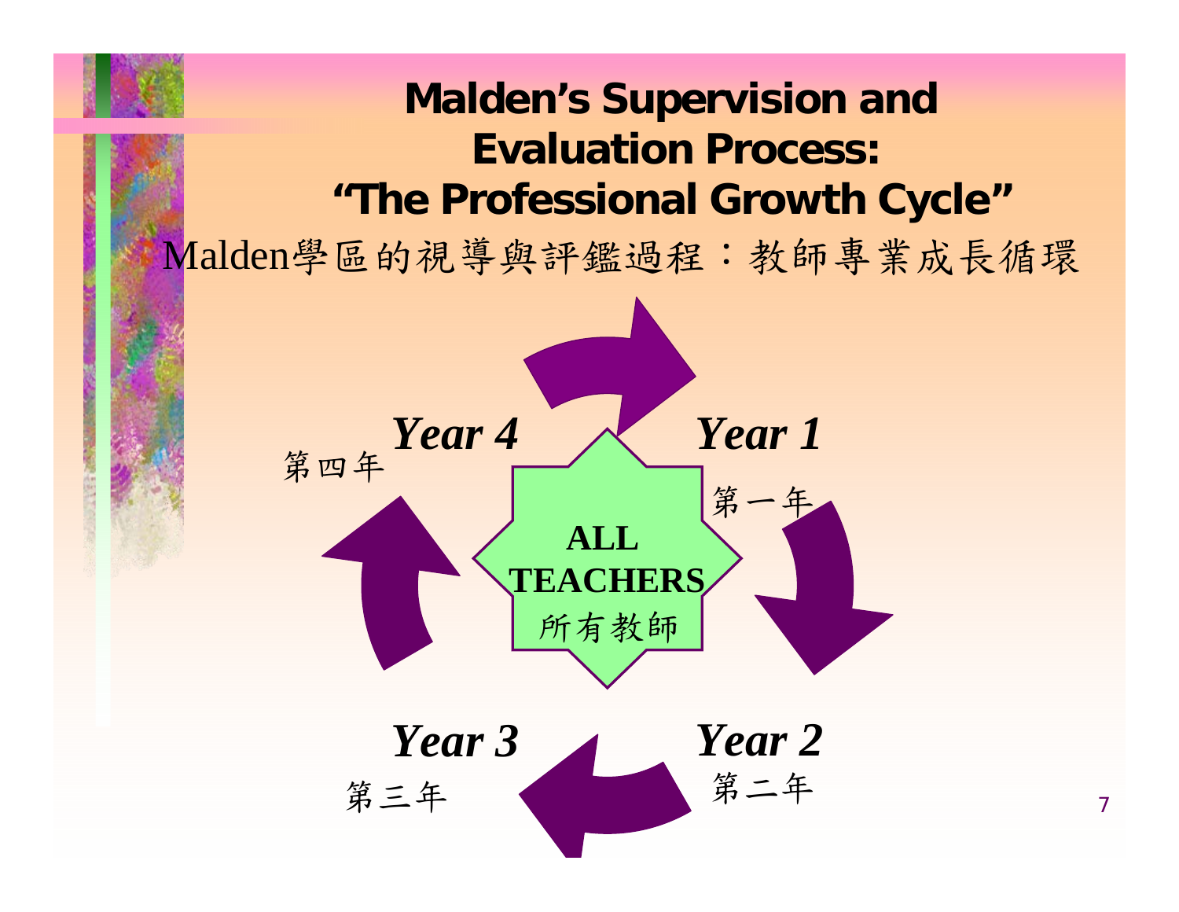# Malden's Supervision and Evaluation Process: "The Professional Growth Cycle"

Malden學區的視導與評鑑過程：教師專業成長循環

**ALL TEACHERS**
所有教師

***Year 1***
第一年

***Year 2***
第二年

***Year 3***
第三年

***Year 4***
第四年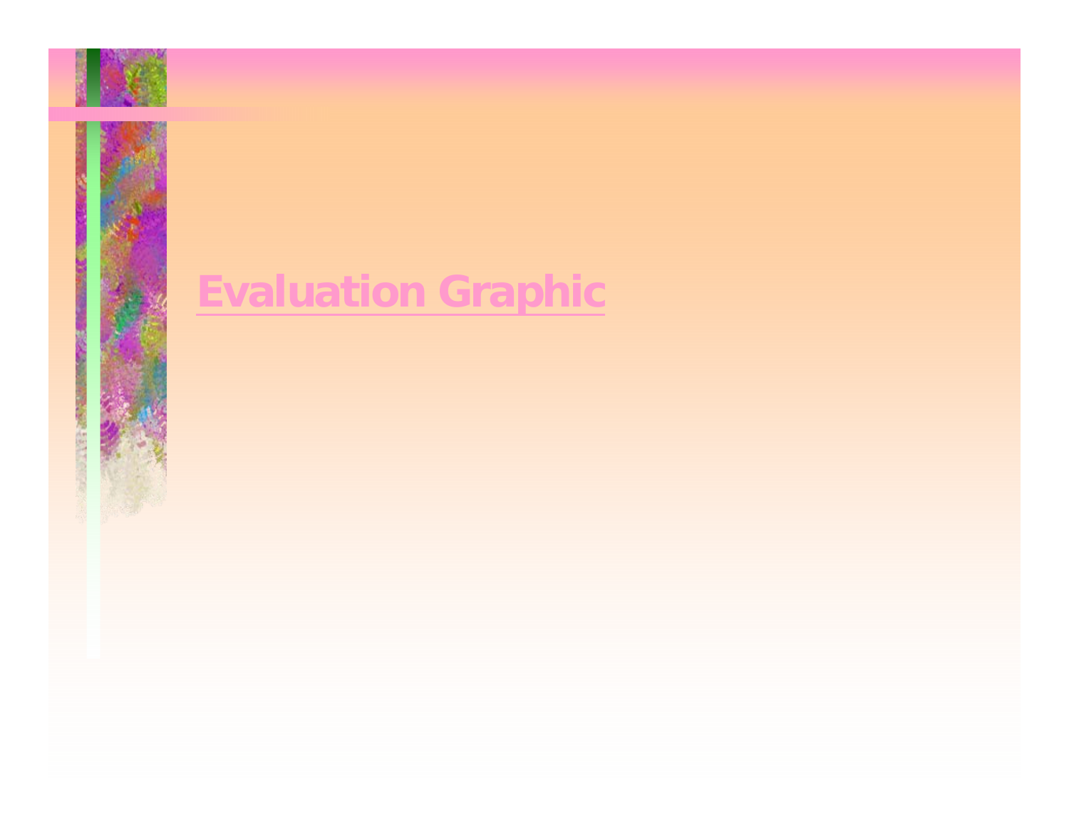# Evaluation Graphic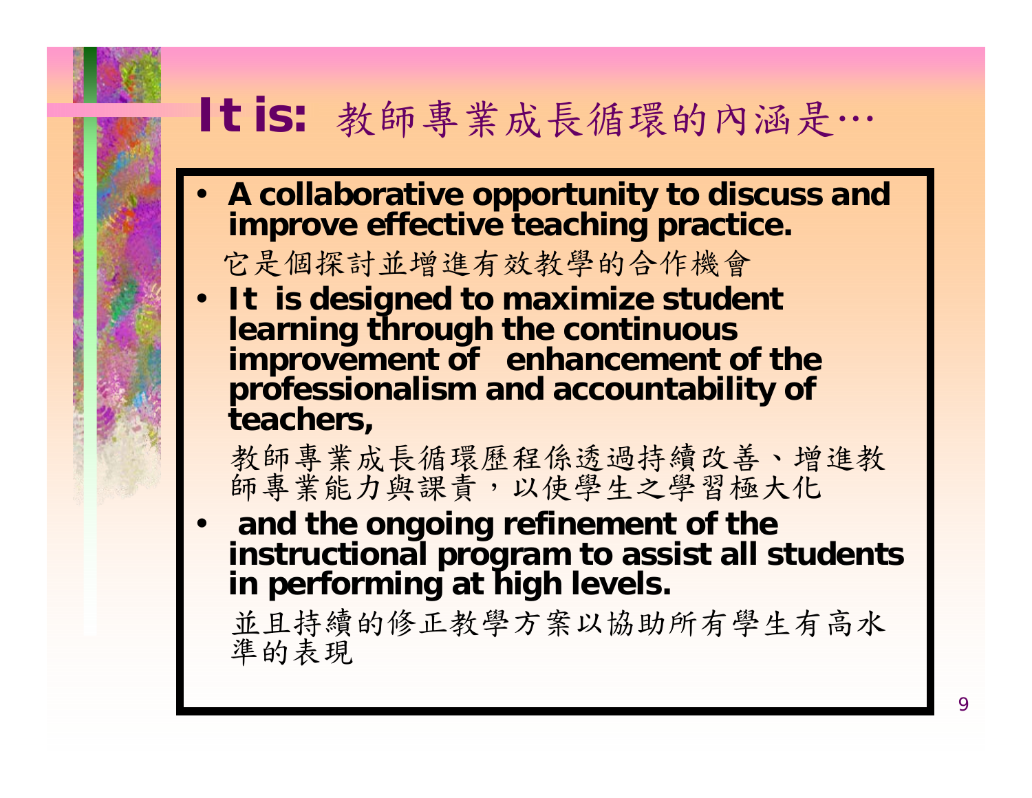# It is: 教師專業成長循環的內涵是…

- **A collaborative opportunity to discuss and improve effective teaching practice.**

  它是個探討並增進有效教學的合作機會

- **It is designed to maximize student learning through the continuous improvement of enhancement of the professionalism and accountability of teachers,**

  教師專業成長循環歷程係透過持續改善、增進教師專業能力與課責，以使學生之學習極大化

- **and the ongoing refinement of the instructional program to assist all students in performing at high levels.**

  並且持續的修正教學方案以協助所有學生有高水準的表現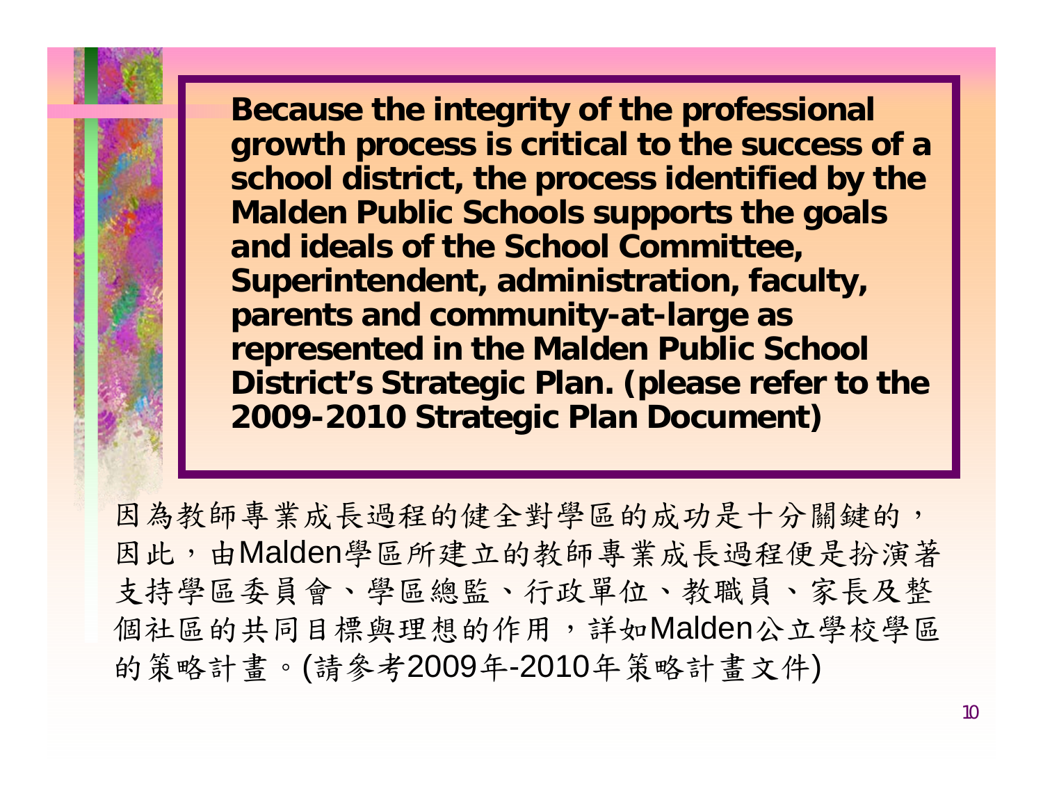**Because the integrity of the professional growth process is critical to the success of a school district, the process identified by the Malden Public Schools supports the goals and ideals of the School Committee, Superintendent, administration, faculty, parents and community-at-large as represented in the Malden Public School District's Strategic Plan. (please refer to the 2009-2010 Strategic Plan Document)**

因為教師專業成長過程的健全對學區的成功是十分關鍵的，因此，由Malden學區所建立的教師專業成長過程便是扮演著支持學區委員會、學區總監、行政單位、教職員、家長及整個社區的共同目標與理想的作用，詳如Malden公立學校學區的策略計畫。(請參考2009年-2010年策略計畫文件)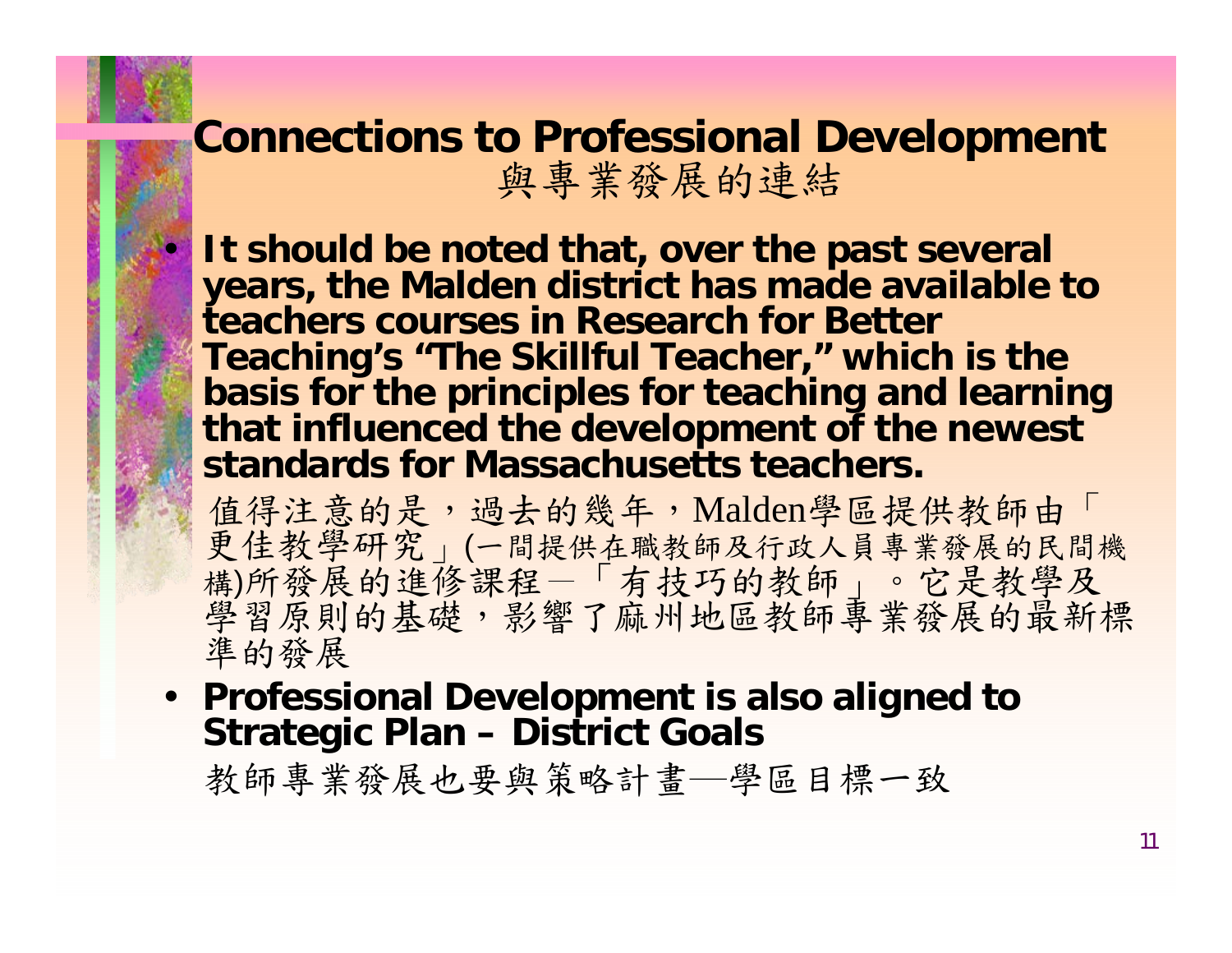# Connections to Professional Development
## 與專業發展的連結

- **It should be noted that, over the past several years, the Malden district has made available to teachers courses in Research for Better Teaching's "The Skillful Teacher," which is the basis for the principles for teaching and learning that influenced the development of the newest standards for Massachusetts teachers.**

  值得注意的是，過去的幾年，Malden學區提供教師由「更佳教學研究」(一間提供在職教師及行政人員專業發展的民間機構)所發展的進修課程－「有技巧的教師」。它是教學及學習原則的基礎，影響了麻州地區教師專業發展的最新標準的發展

- **Professional Development is also aligned to Strategic Plan – District Goals**

  教師專業發展也要與策略計畫—學區目標一致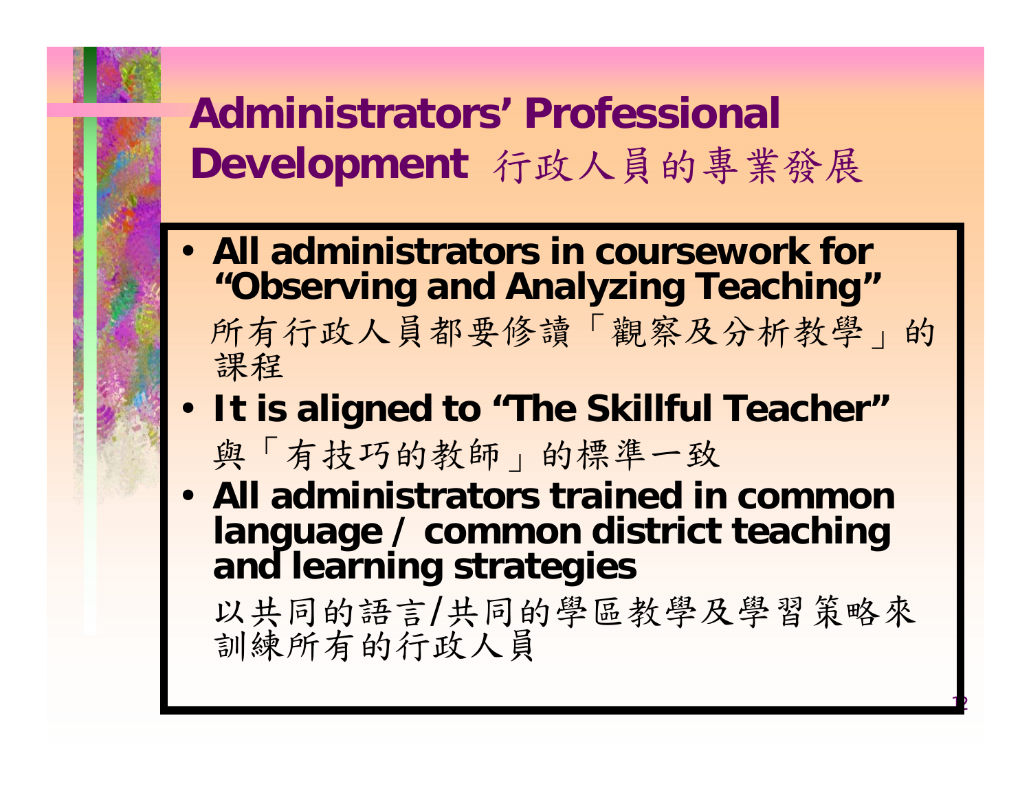# Administrators' Professional Development 行政人員的專業發展

- **All administrators in coursework for "Observing and Analyzing Teaching"**
  所有行政人員都要修讀「觀察及分析教學」的課程
- **It is aligned to "The Skillful Teacher"**
  與「有技巧的教師」的標準一致
- **All administrators trained in common language / common district teaching and learning strategies**
  以共同的語言/共同的學區教學及學習策略來訓練所有的行政人員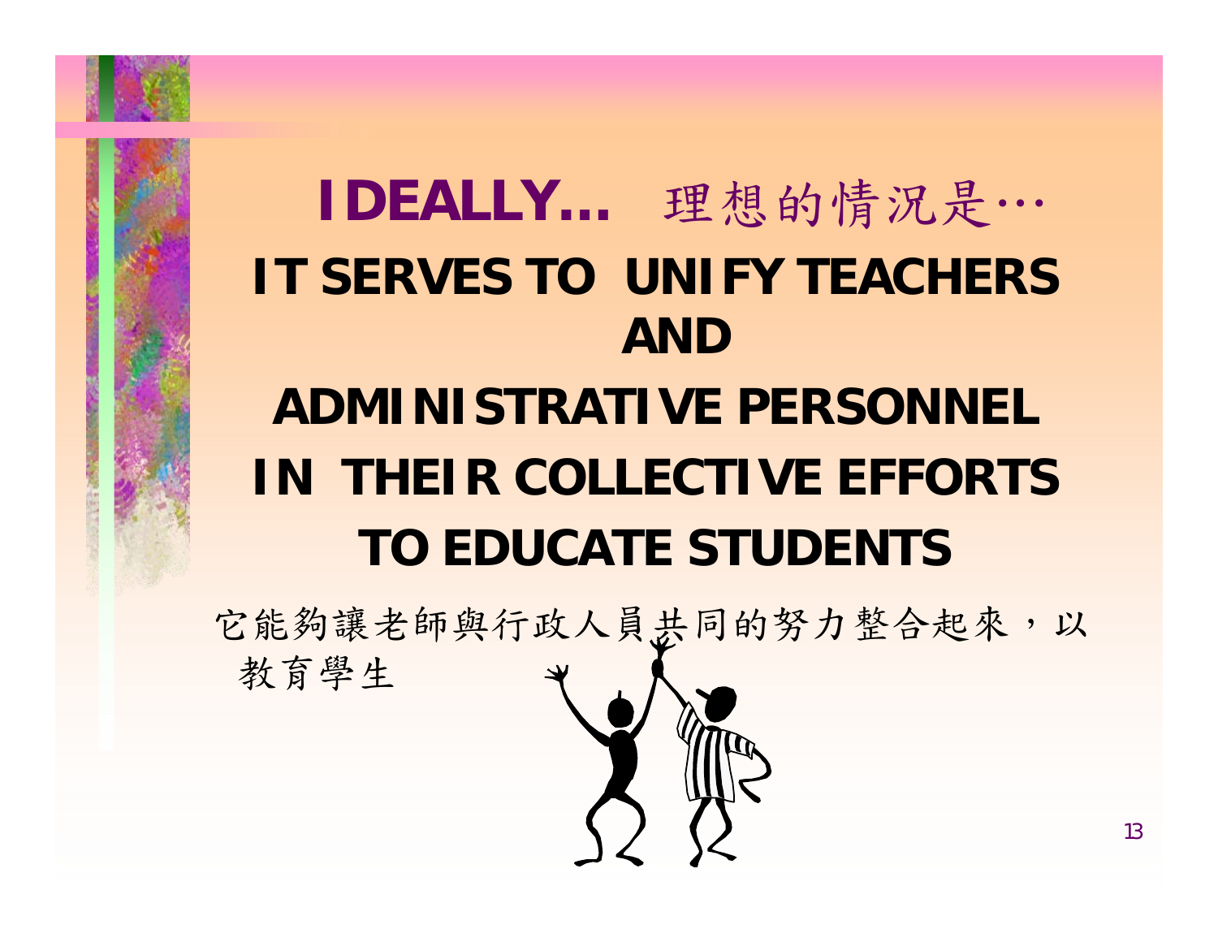# IDEALLY… 理想的情況是…

**IT SERVES TO UNIFY TEACHERS AND ADMINISTRATIVE PERSONNEL IN THEIR COLLECTIVE EFFORTS TO EDUCATE STUDENTS**

它能夠讓老師與行政人員共同的努力整合起來，以教育學生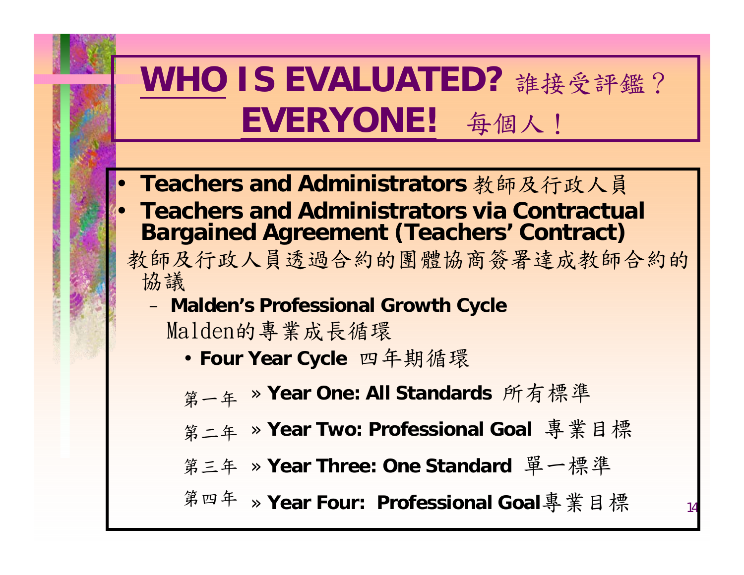# WHO IS EVALUATED? 誰接受評鑑？ EVERYONE! 每個人！

- **Teachers and Administrators** 教師及行政人員
- **Teachers and Administrators via Contractual Bargained Agreement (Teachers' Contract)**

  教師及行政人員透過合約的團體協商簽署達成教師合約的協議

  - **Malden's Professional Growth Cycle**

    Malden的專業成長循環

    - **Four Year Cycle** 四年期循環
      - 第一年 » **Year One: All Standards** 所有標準
      - 第二年 » **Year Two: Professional Goal** 專業目標
      - 第三年 » **Year Three: One Standard** 單一標準
      - 第四年 » **Year Four: Professional Goal** 專業目標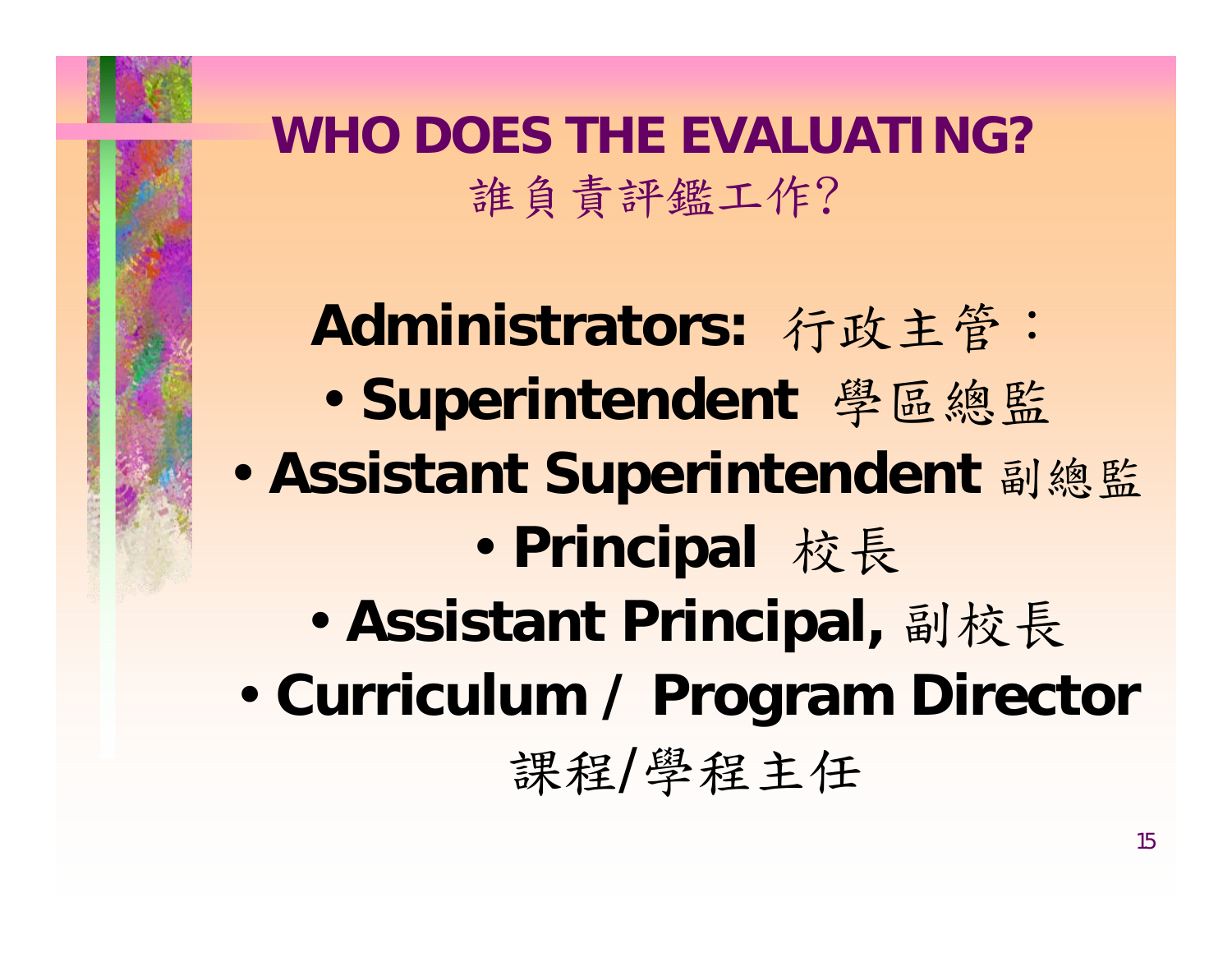# WHO DOES THE EVALUATING?
誰負責評鑑工作?

**Administrators:** 行政主管：

- **Superintendent** 學區總監
- **Assistant Superintendent** 副總監
- **Principal** 校長
- **Assistant Principal,** 副校長
- **Curriculum / Program Director** 課程/學程主任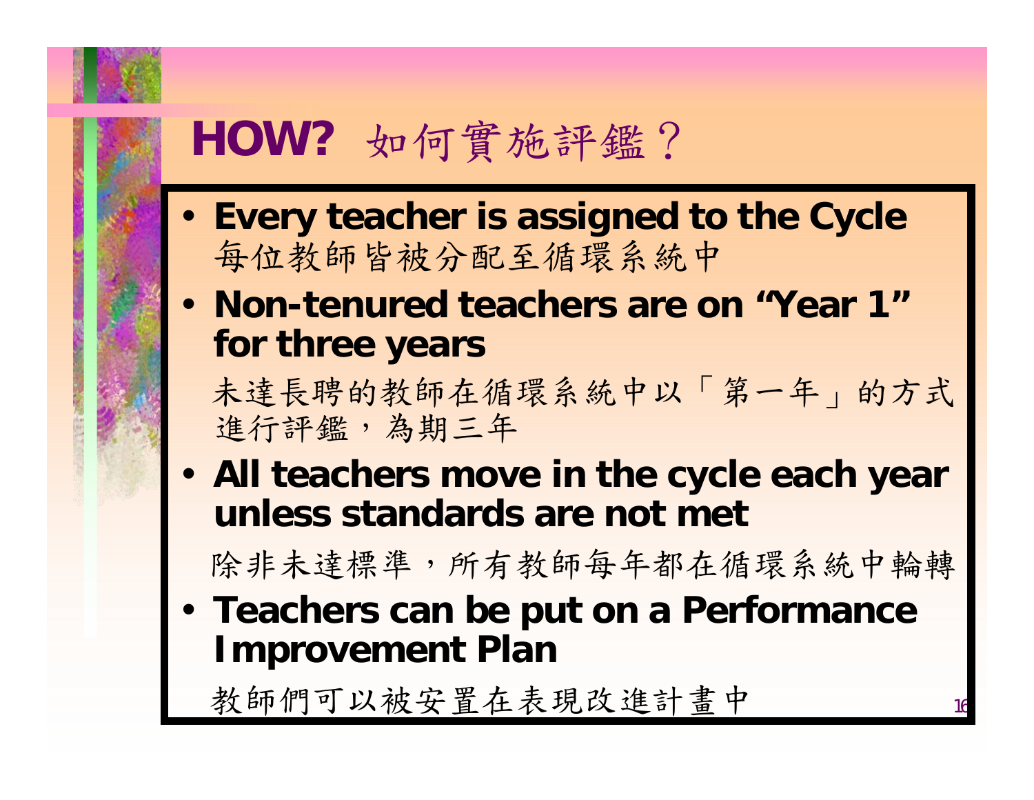# HOW? 如何實施評鑑？

- **Every teacher is assigned to the Cycle**

  每位教師皆被分配至循環系統中

- **Non-tenured teachers are on "Year 1" for three years**

  未達長聘的教師在循環系統中以「第一年」的方式進行評鑑，為期三年

- **All teachers move in the cycle each year unless standards are not met**

  除非未達標準，所有教師每年都在循環系統中輪轉

- **Teachers can be put on a Performance Improvement Plan**

  教師們可以被安置在表現改進計畫中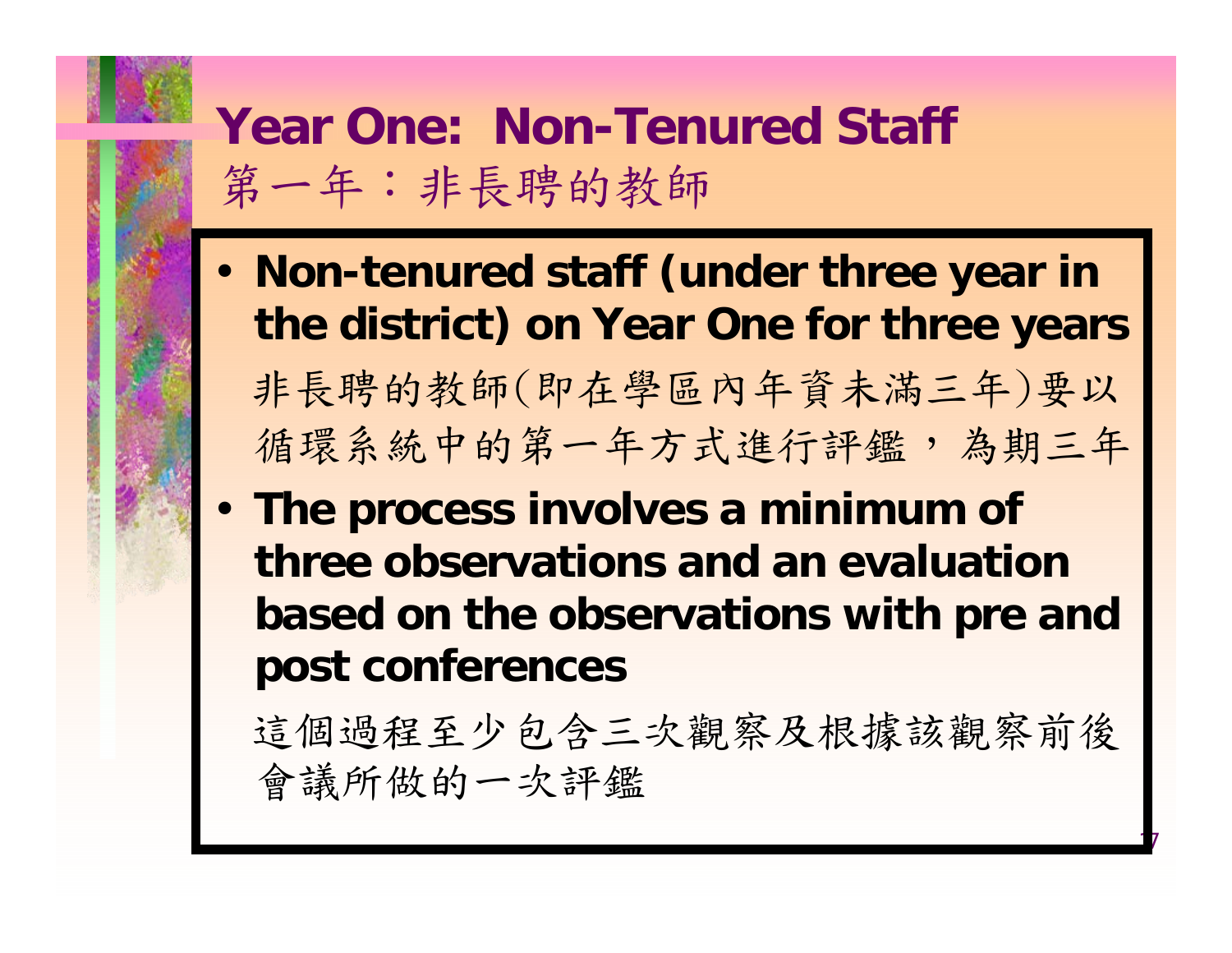# Year One: Non-Tenured Staff
# 第一年：非長聘的教師

- **Non-tenured staff (under three year in the district) on Year One for three years**

  非長聘的教師(即在學區內年資未滿三年)要以循環系統中的第一年方式進行評鑑，為期三年

- **The process involves a minimum of three observations and an evaluation based on the observations with pre and post conferences**

  這個過程至少包含三次觀察及根據該觀察前後會議所做的一次評鑑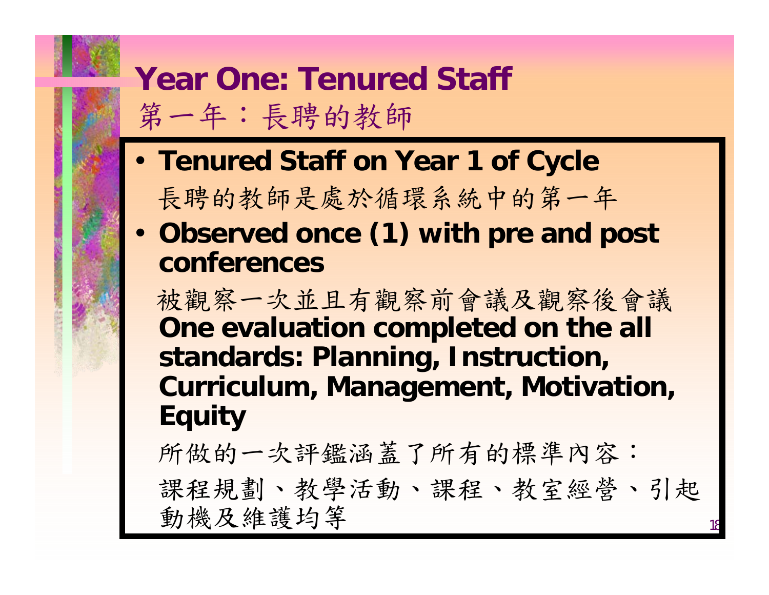# Year One: Tenured Staff

## 第一年：長聘的教師

- **Tenured Staff on Year 1 of Cycle**

  長聘的教師是處於循環系統中的第一年

- **Observed once (1) with pre and post conferences**

  被觀察一次並且有觀察前會議及觀察後會議

  **One evaluation completed on the all standards: Planning, Instruction, Curriculum, Management, Motivation, Equity**

  所做的一次評鑑涵蓋了所有的標準內容：

  課程規劃、教學活動、課程、教室經營、引起動機及維護均等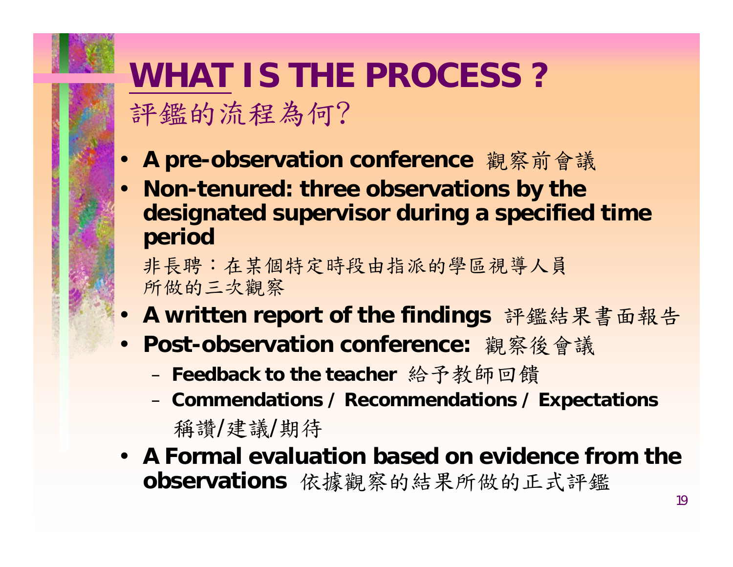# WHAT IS THE PROCESS ?

評鑑的流程為何?

- **A pre-observation conference** 觀察前會議
- **Non-tenured: three observations by the designated supervisor during a specified time period**

  非長聘：在某個特定時段由指派的學區視導人員所做的三次觀察
- **A written report of the findings** 評鑑結果書面報告
- **Post-observation conference:** 觀察後會議
  - **Feedback to the teacher** 給予教師回饋
  - **Commendations / Recommendations / Expectations** 稱讚/建議/期待
- **A Formal evaluation based on evidence from the observations** 依據觀察的結果所做的正式評鑑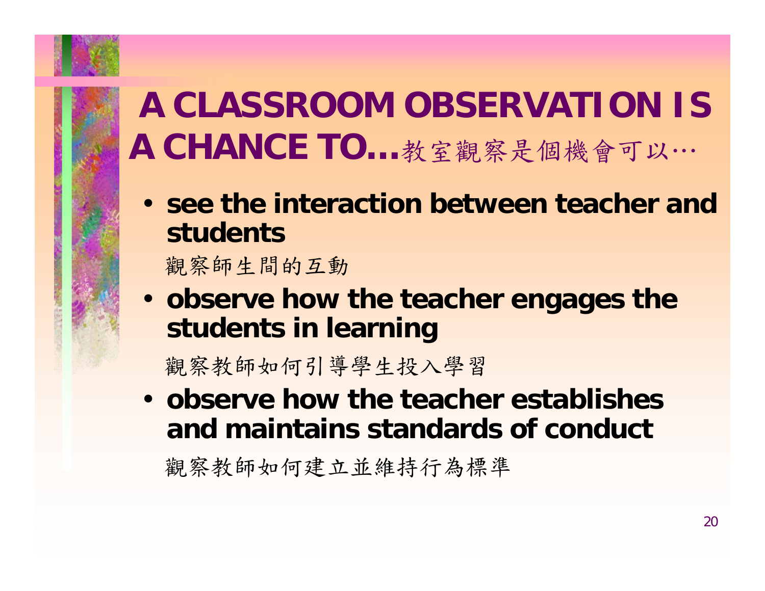# A CLASSROOM OBSERVATION IS A CHANCE TO…教室觀察是個機會可以…

- **see the interaction between teacher and students**

  觀察師生間的互動

- **observe how the teacher engages the students in learning**

  觀察教師如何引導學生投入學習

- **observe how the teacher establishes and maintains standards of conduct**

  觀察教師如何建立並維持行為標準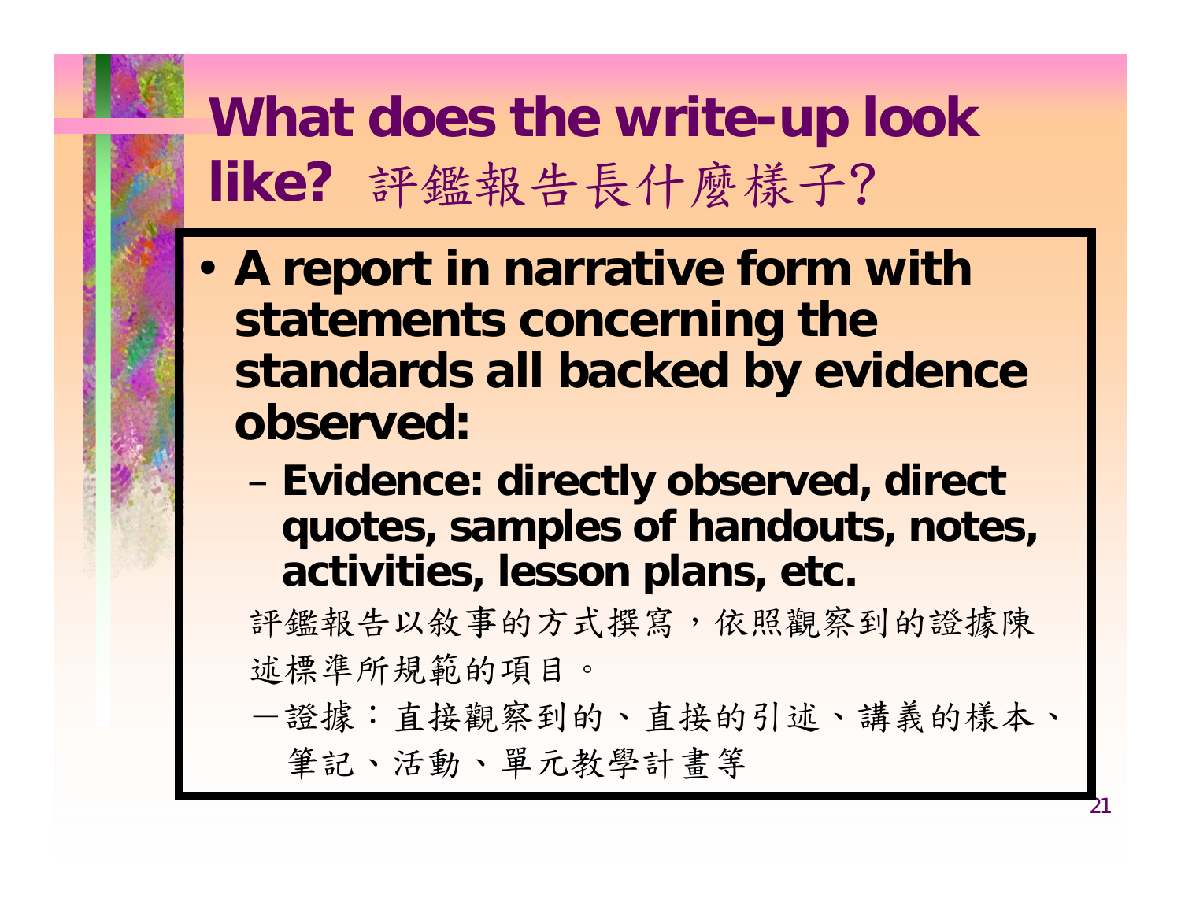# What does the write-up look like? 評鑑報告長什麼樣子?

- **A report in narrative form with statements concerning the standards all backed by evidence observed:**
  - **Evidence: directly observed, direct quotes, samples of handouts, notes, activities, lesson plans, etc.**

評鑑報告以敘事的方式撰寫，依照觀察到的證據陳述標準所規範的項目。

—證據：直接觀察到的、直接的引述、講義的樣本、筆記、活動、單元教學計畫等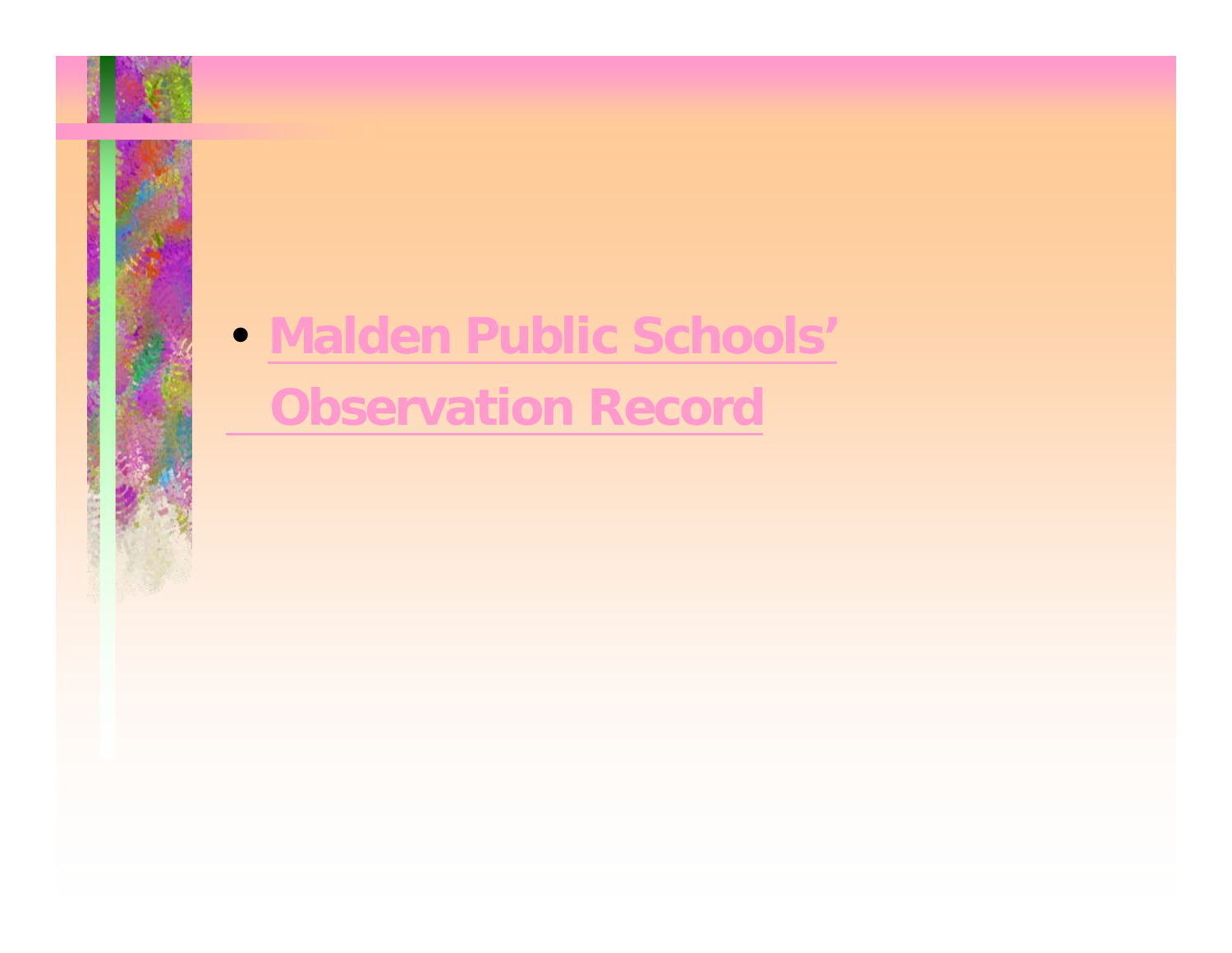- **Malden Public Schools' Observation Record**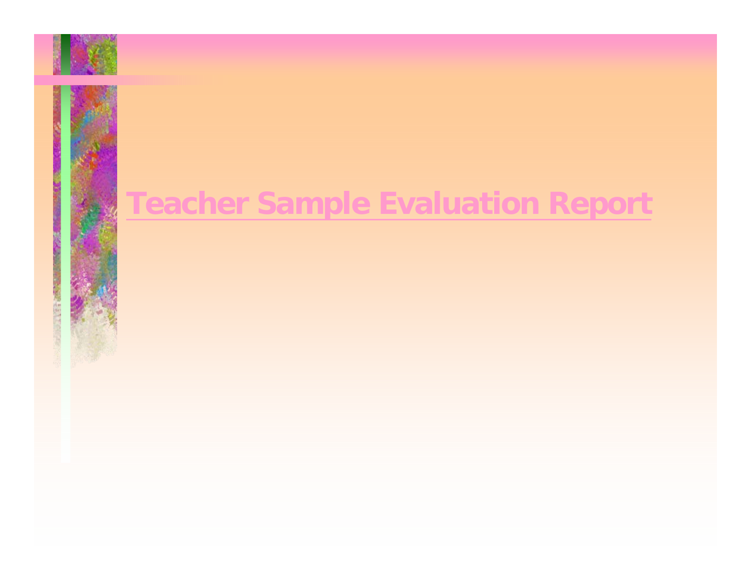# Teacher Sample Evaluation Report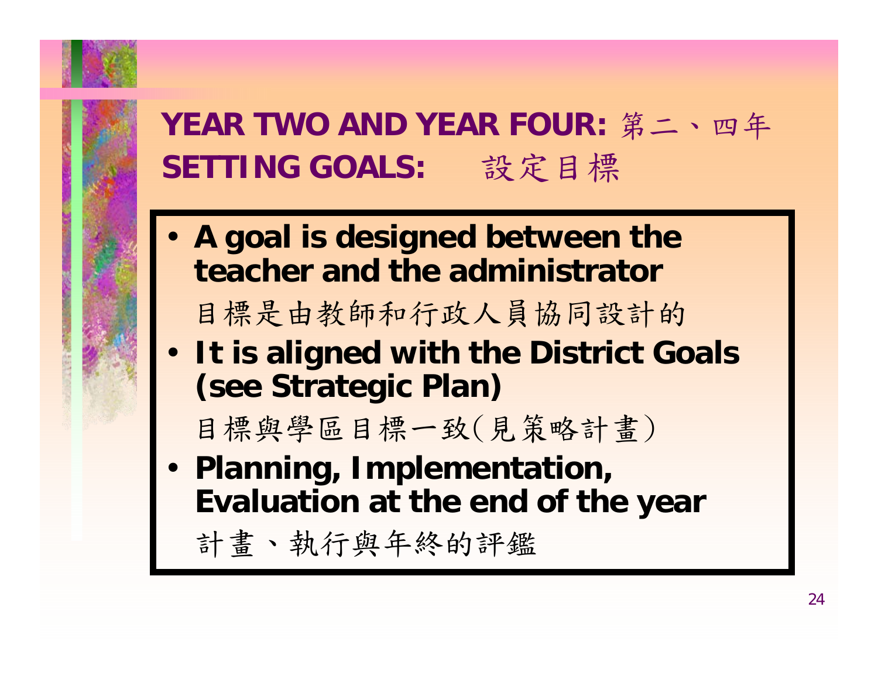# YEAR TWO AND YEAR FOUR: 第二、四年
# SETTING GOALS: 設定目標

- **A goal is designed between the teacher and the administrator**

  目標是由教師和行政人員協同設計的

- **It is aligned with the District Goals (see Strategic Plan)**

  目標與學區目標一致(見策略計畫)

- **Planning, Implementation, Evaluation at the end of the year**

  計畫、執行與年終的評鑑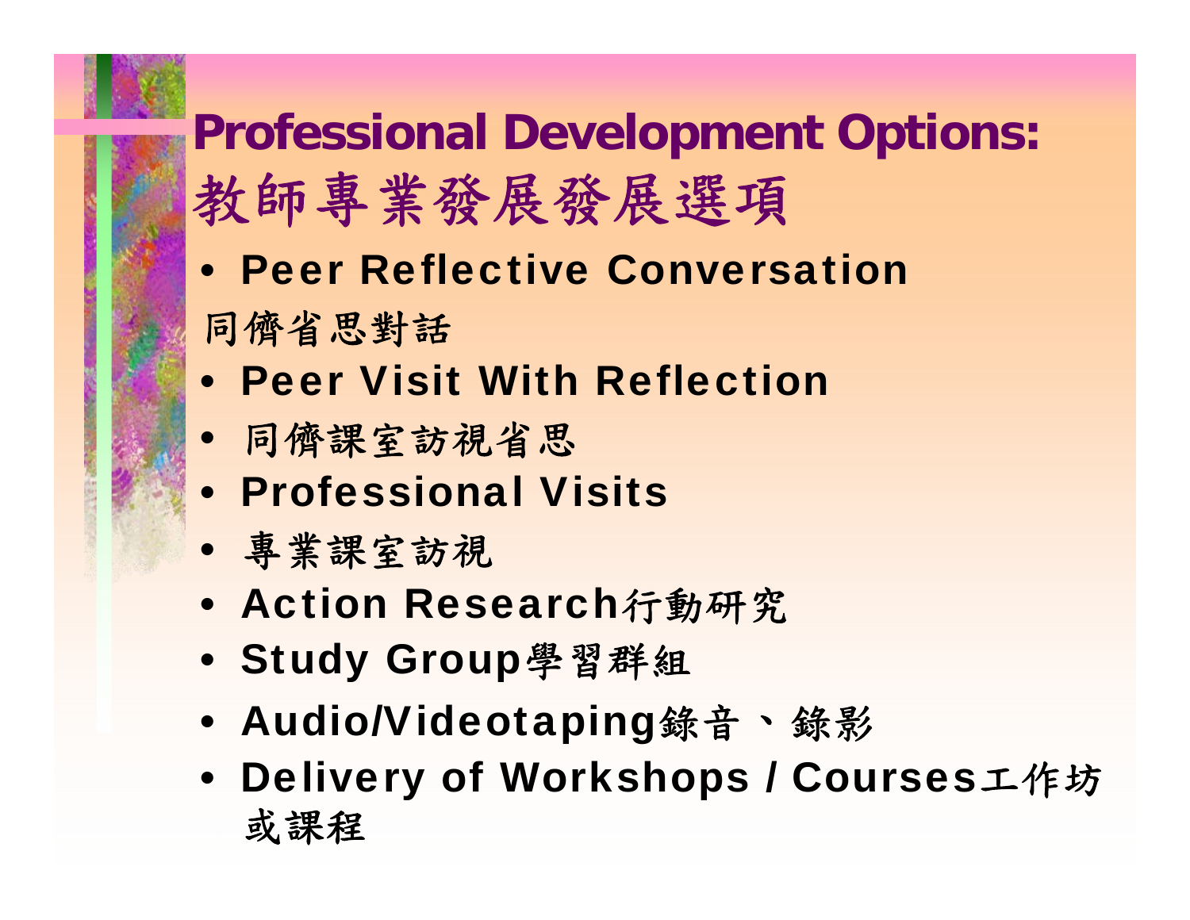# Professional Development Options:
# 教師專業發展發展選項

- **Peer Reflective Conversation**

同儕省思對話

- **Peer Visit With Reflection**
- 同儕課室訪視省思
- **Professional Visits**
- 專業課室訪視
- **Action Research**行動研究
- **Study Group**學習群組
- **Audio/Videotaping**錄音、錄影
- **Delivery of Workshops / Courses**工作坊或課程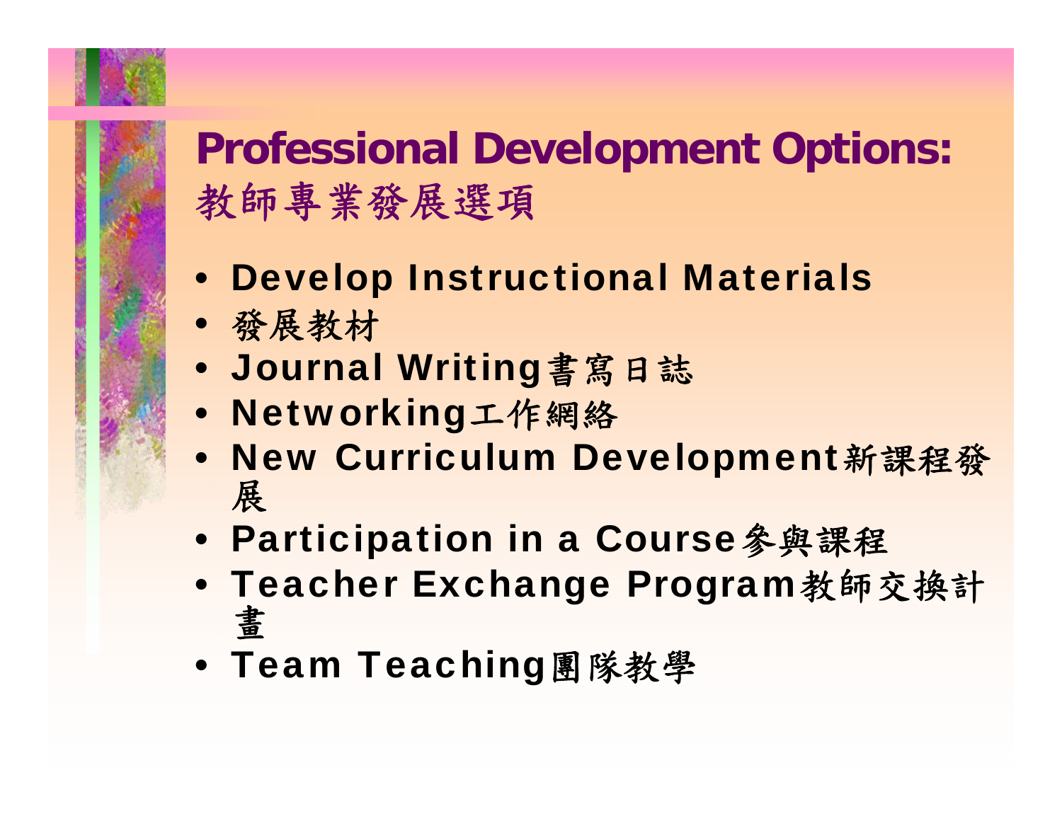# Professional Development Options:
# 教師專業發展選項

- **Develop Instructional Materials**
- 發展教材
- **Journal Writing**書寫日誌
- **Networking**工作網絡
- **New Curriculum Development**新課程發展
- **Participation in a Course**參與課程
- **Teacher Exchange Program**教師交換計畫
- **Team Teaching**團隊教學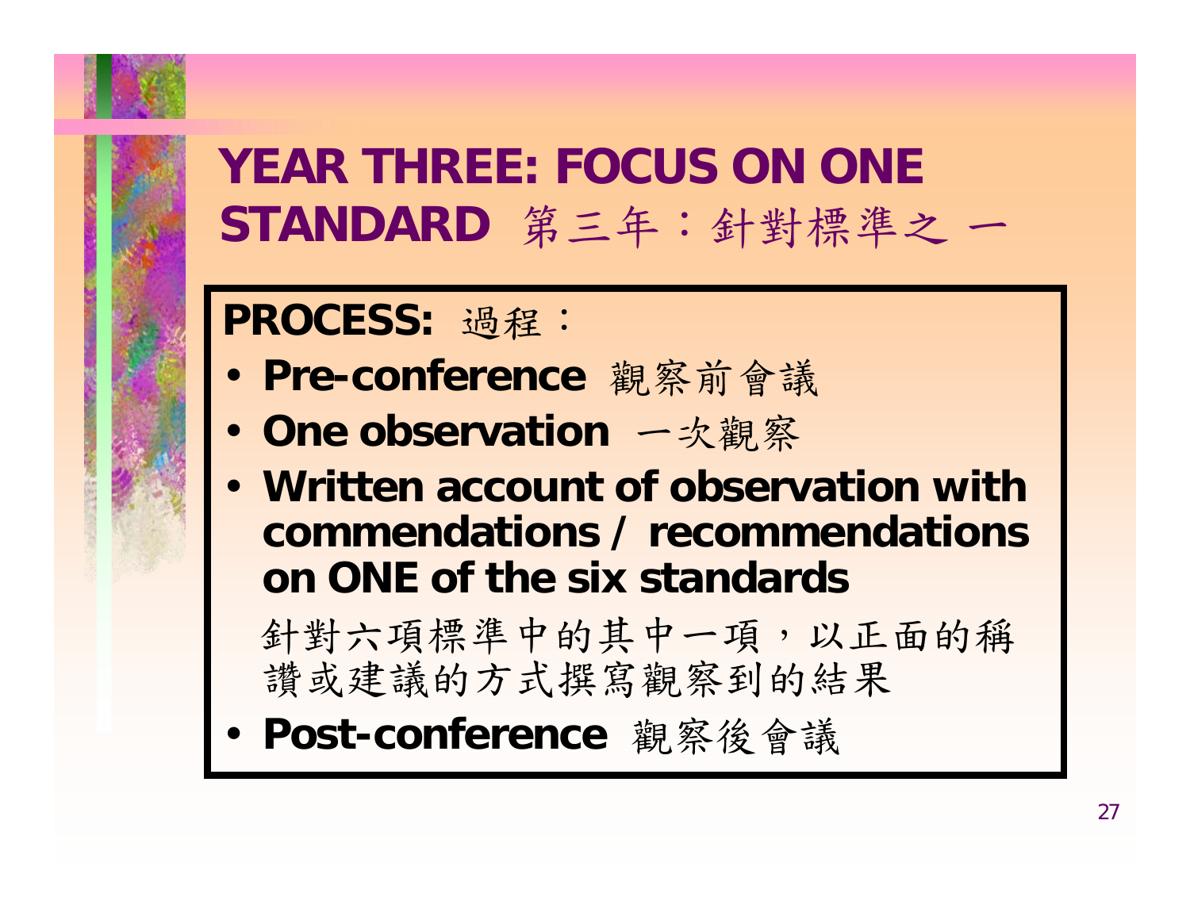# YEAR THREE: FOCUS ON ONE STANDARD 第三年：針對標準之一

**PROCESS:** 過程：

- **Pre-conference** 觀察前會議
- **One observation** 一次觀察
- **Written account of observation with commendations / recommendations on ONE of the six standards**

  針對六項標準中的其中一項，以正面的稱讚或建議的方式撰寫觀察到的結果
- **Post-conference** 觀察後會議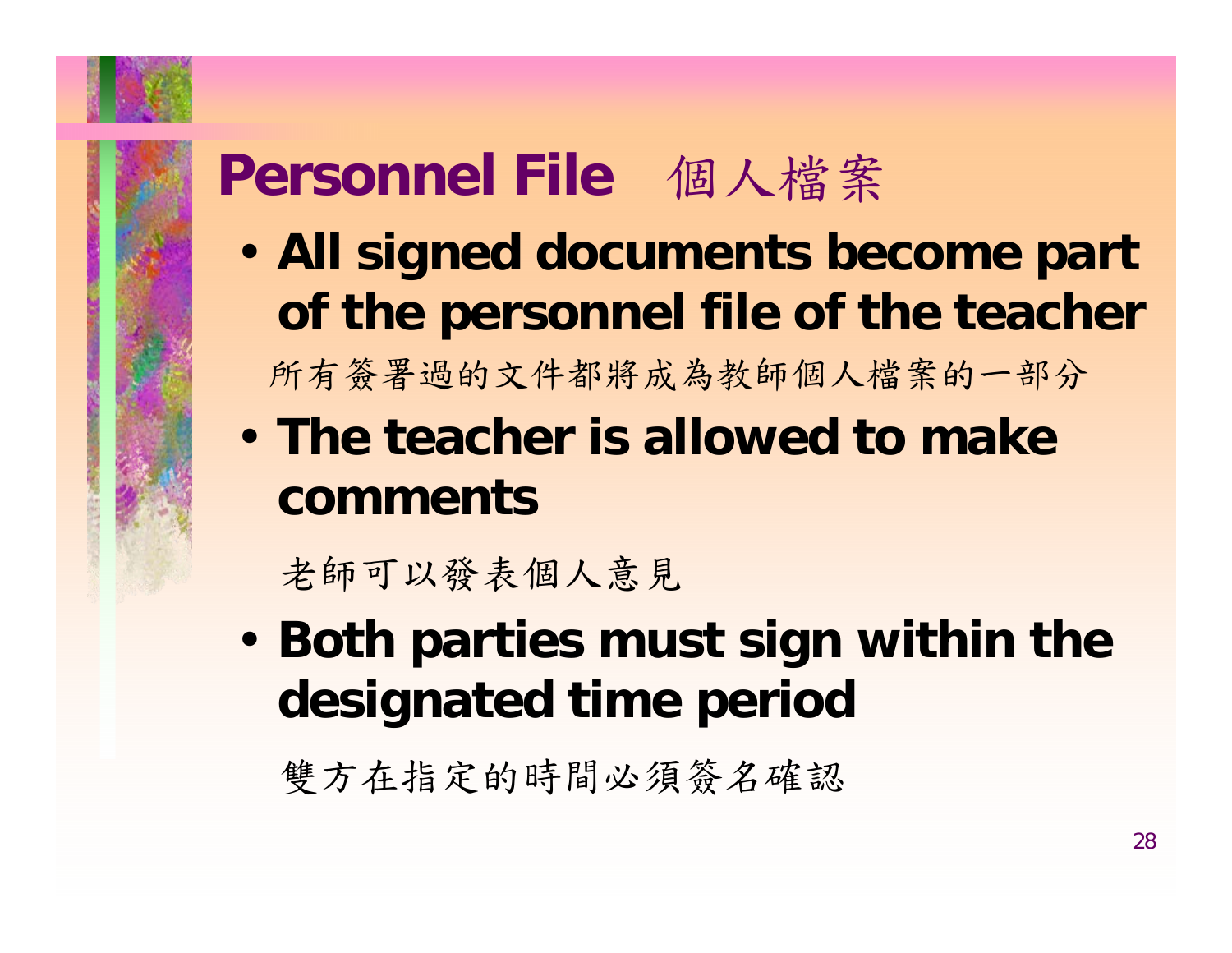# Personnel File 個人檔案

- **All signed documents become part of the personnel file of the teacher**

  所有簽署過的文件都將成為教師個人檔案的一部分

- **The teacher is allowed to make comments**

  老師可以發表個人意見

- **Both parties must sign within the designated time period**

  雙方在指定的時間必須簽名確認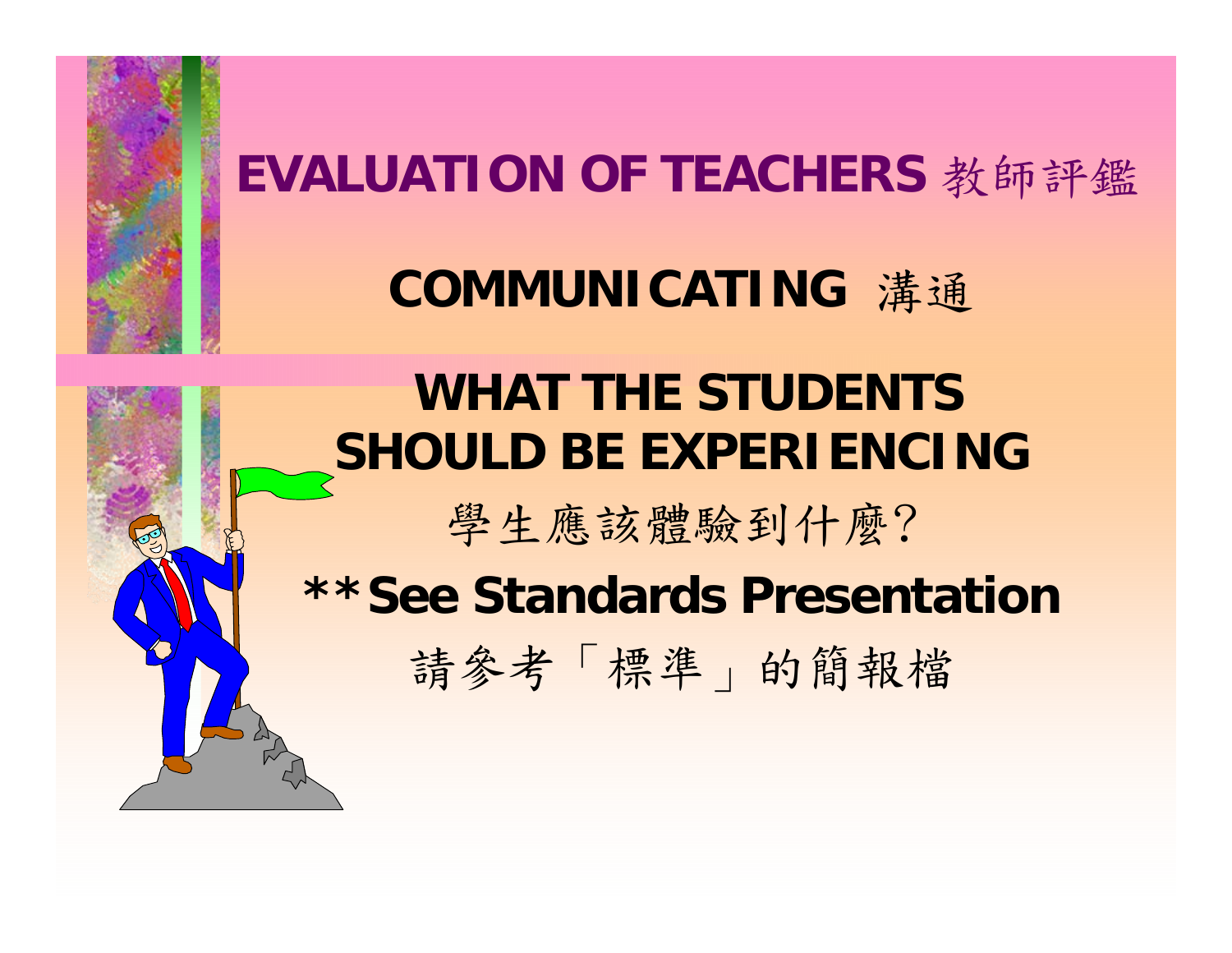# EVALUATION OF TEACHERS 教師評鑑

## COMMUNICATING 溝通

## WHAT THE STUDENTS SHOULD BE EXPERIENCING

學生應該體驗到什麼?

**\*\*See Standards Presentation**

請參考「標準」的簡報檔